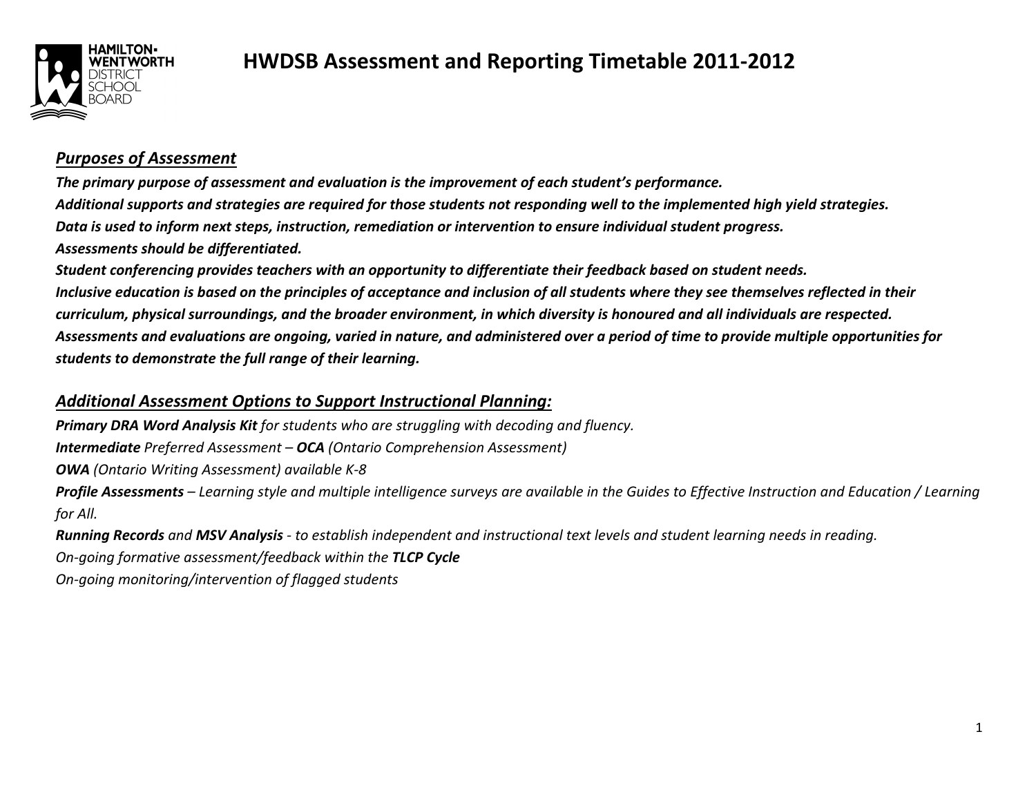# HWDSB Assessment and Reporting Timetable 2011-2012

## ***Purposes of Assessment***

***The primary purpose of assessment and evaluation is the improvement of each student's performance.***
***Additional supports and strategies are required for those students not responding well to the implemented high yield strategies.***
***Data is used to inform next steps, instruction, remediation or intervention to ensure individual student progress.***
***Assessments should be differentiated.***
***Student conferencing provides teachers with an opportunity to differentiate their feedback based on student needs.***
***Inclusive education is based on the principles of acceptance and inclusion of all students where they see themselves reflected in their curriculum, physical surroundings, and the broader environment, in which diversity is honoured and all individuals are respected.***
***Assessments and evaluations are ongoing, varied in nature, and administered over a period of time to provide multiple opportunities for students to demonstrate the full range of their learning.***

## ***Additional Assessment Options to Support Instructional Planning:***

***Primary DRA Word Analysis Kit*** *for students who are struggling with decoding and fluency.*
***Intermediate*** *Preferred Assessment –* ***OCA*** *(Ontario Comprehension Assessment)*
***OWA*** *(Ontario Writing Assessment) available K-8*
***Profile Assessments*** *– Learning style and multiple intelligence surveys are available in the Guides to Effective Instruction and Education / Learning for All.*
***Running Records*** *and* ***MSV Analysis*** *- to establish independent and instructional text levels and student learning needs in reading.*
*On-going formative assessment/feedback within the* ***TLCP Cycle***
*On-going monitoring/intervention of flagged students*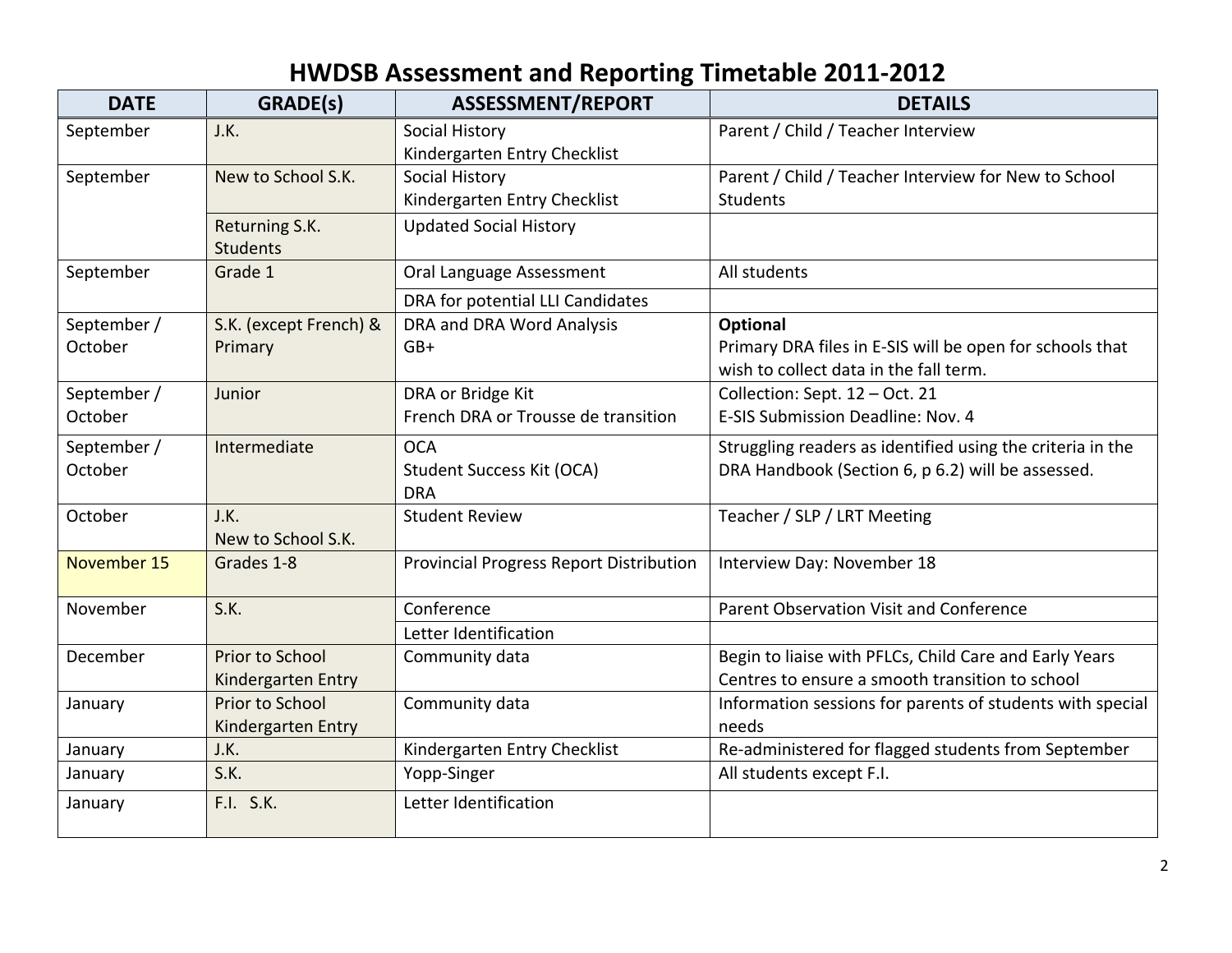# HWDSB Assessment and Reporting Timetable 2011-2012

| DATE | GRADE(s) | ASSESSMENT/REPORT | DETAILS |
|---|---|---|---|
| September | J.K. | Social History<br>Kindergarten Entry Checklist | Parent / Child / Teacher Interview |
| September | New to School S.K. | Social History<br>Kindergarten Entry Checklist | Parent / Child / Teacher Interview for New to School Students |
| | Returning S.K. Students | Updated Social History | |
| September | Grade 1 | Oral Language Assessment | All students |
| | | DRA for potential LLI Candidates | |
| September / October | S.K. (except French) & Primary | DRA and DRA Word Analysis<br>GB+ | **Optional**<br>Primary DRA files in E-SIS will be open for schools that wish to collect data in the fall term. |
| September / October | Junior | DRA or Bridge Kit<br>French DRA or Trousse de transition | Collection: Sept. 12 – Oct. 21<br>E-SIS Submission Deadline: Nov. 4 |
| September / October | Intermediate | OCA<br>Student Success Kit (OCA)<br>DRA | Struggling readers as identified using the criteria in the DRA Handbook (Section 6, p 6.2) will be assessed. |
| October | J.K.<br>New to School S.K. | Student Review | Teacher / SLP / LRT Meeting |
| November 15 | Grades 1-8 | Provincial Progress Report Distribution | Interview Day: November 18 |
| November | S.K. | Conference | Parent Observation Visit and Conference |
| | | Letter Identification | |
| December | Prior to School Kindergarten Entry | Community data | Begin to liaise with PFLCs, Child Care and Early Years Centres to ensure a smooth transition to school |
| January | Prior to School Kindergarten Entry | Community data | Information sessions for parents of students with special needs |
| January | J.K. | Kindergarten Entry Checklist | Re-administered for flagged students from September |
| January | S.K. | Yopp-Singer | All students except F.I. |
| January | F.I. S.K. | Letter Identification | |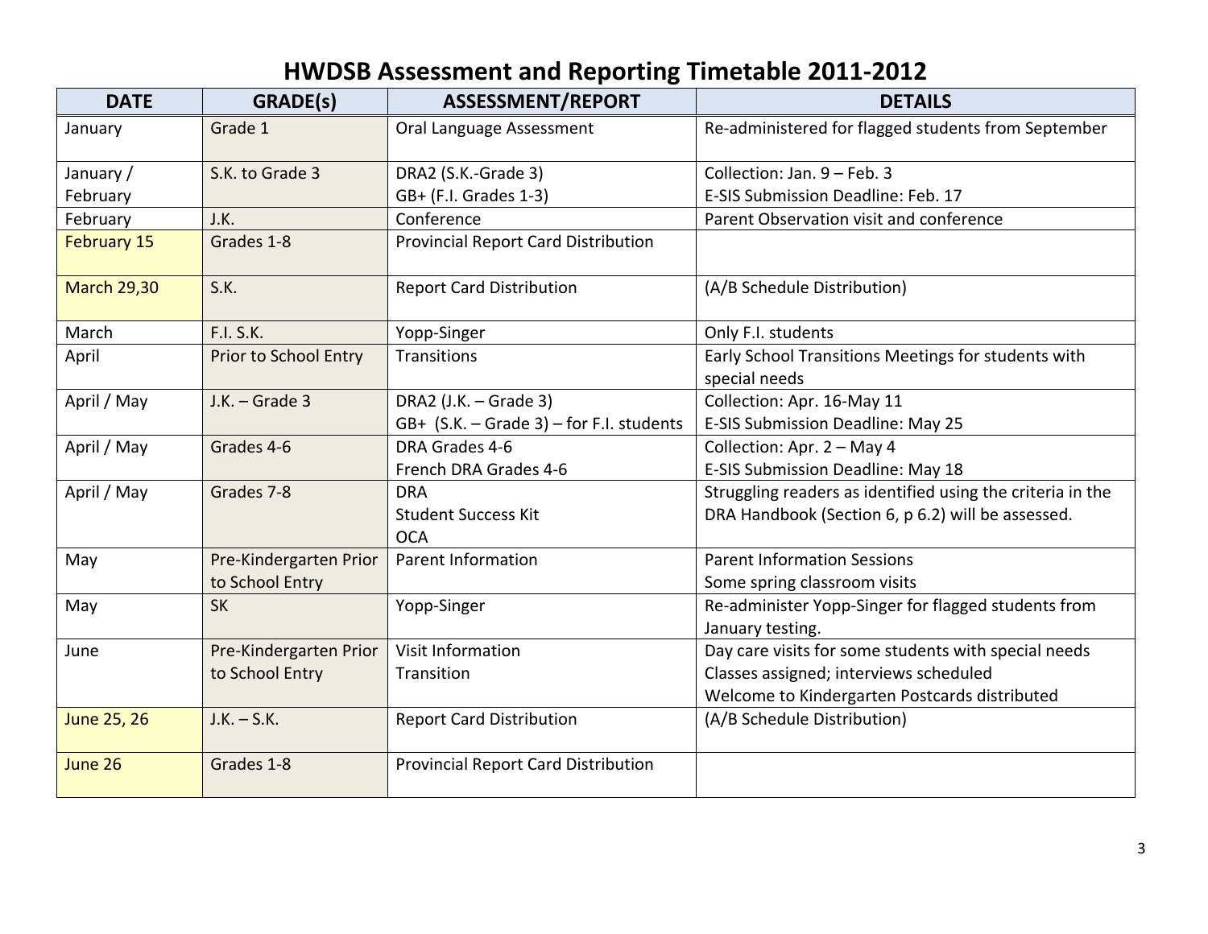# HWDSB Assessment and Reporting Timetable 2011-2012

| DATE | GRADE(s) | ASSESSMENT/REPORT | DETAILS |
|---|---|---|---|
| January | Grade 1 | Oral Language Assessment | Re-administered for flagged students from September |
| January / February | S.K. to Grade 3 | DRA2 (S.K.-Grade 3)<br>GB+ (F.I. Grades 1-3) | Collection: Jan. 9 – Feb. 3<br>E-SIS Submission Deadline: Feb. 17 |
| February | J.K. | Conference | Parent Observation visit and conference |
| February 15 | Grades 1-8 | Provincial Report Card Distribution | |
| March 29,30 | S.K. | Report Card Distribution | (A/B Schedule Distribution) |
| March | F.I. S.K. | Yopp-Singer | Only F.I. students |
| April | Prior to School Entry | Transitions | Early School Transitions Meetings for students with special needs |
| April / May | J.K. – Grade 3 | DRA2 (J.K. – Grade 3)<br>GB+ (S.K. – Grade 3) – for F.I. students | Collection: Apr. 16-May 11<br>E-SIS Submission Deadline: May 25 |
| April / May | Grades 4-6 | DRA Grades 4-6<br>French DRA Grades 4-6 | Collection: Apr. 2 – May 4<br>E-SIS Submission Deadline: May 18 |
| April / May | Grades 7-8 | DRA<br>Student Success Kit<br>OCA | Struggling readers as identified using the criteria in the DRA Handbook (Section 6, p 6.2) will be assessed. |
| May | Pre-Kindergarten Prior to School Entry | Parent Information | Parent Information Sessions<br>Some spring classroom visits |
| May | SK | Yopp-Singer | Re-administer Yopp-Singer for flagged students from January testing. |
| June | Pre-Kindergarten Prior to School Entry | Visit Information<br>Transition | Day care visits for some students with special needs<br>Classes assigned; interviews scheduled<br>Welcome to Kindergarten Postcards distributed |
| June 25, 26 | J.K. – S.K. | Report Card Distribution | (A/B Schedule Distribution) |
| June 26 | Grades 1-8 | Provincial Report Card Distribution | |